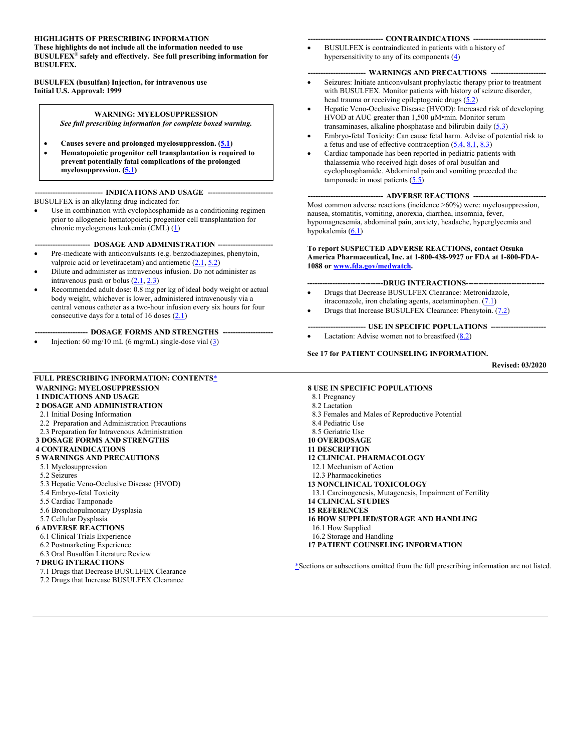**HIGHLIGHTS OF PRESCRIBING INFORMATION**
**These highlights do not include all the information needed to use BUSULFEX® safely and effectively. See full prescribing information for BUSULFEX.**

**BUSULFEX (busulfan) Injection, for intravenous use**
**Initial U.S. Approval: 1999**

> **WARNING: MYELOSUPPRESSION**
> ***See full prescribing information for complete boxed warning.***
>
> - **Causes severe and prolonged myelosuppression. (5.1)**
> - **Hematopoietic progenitor cell transplantation is required to prevent potentially fatal complications of the prolonged myelosuppression. (5.1)**

**----------------------------- INDICATIONS AND USAGE -----------------------------**

BUSULFEX is an alkylating drug indicated for:

- Use in combination with cyclophosphamide as a conditioning regimen prior to allogeneic hematopoietic progenitor cell transplantation for chronic myelogenous leukemia (CML) (1)

**----------------------- DOSAGE AND ADMINISTRATION -----------------------**

- Pre-medicate with anticonvulsants (e.g. benzodiazepines, phenytoin, valproic acid or levetiracetam) and antiemetic (2.1, 5.2)
- Dilute and administer as intravenous infusion. Do not administer as intravenous push or bolus (2.1, 2.3)
- Recommended adult dose: 0.8 mg per kg of ideal body weight or actual body weight, whichever is lower, administered intravenously via a central venous catheter as a two-hour infusion every six hours for four consecutive days for a total of 16 doses (2.1)

**--------------------- DOSAGE FORMS AND STRENGTHS ---------------------**

- Injection: 60 mg/10 mL (6 mg/mL) single-dose vial (3)

**------------------------------ CONTRAINDICATIONS ------------------------------**

- BUSULFEX is contraindicated in patients with a history of hypersensitivity to any of its components (4)

**----------------------- WARNINGS AND PRECAUTIONS -----------------------**

- Seizures: Initiate anticonvulsant prophylactic therapy prior to treatment with BUSULFEX. Monitor patients with history of seizure disorder, head trauma or receiving epileptogenic drugs (5.2)
- Hepatic Veno-Occlusive Disease (HVOD): Increased risk of developing HVOD at AUC greater than 1,500 µM•min. Monitor serum transaminases, alkaline phosphatase and bilirubin daily (5.3)
- Embryo-fetal Toxicity: Can cause fetal harm. Advise of potential risk to a fetus and use of effective contraception (5.4, 8.1, 8.3)
- Cardiac tamponade has been reported in pediatric patients with thalassemia who received high doses of oral busulfan and cyclophosphamide. Abdominal pain and vomiting preceded the tamponade in most patients (5.5)

**------------------------------ ADVERSE REACTIONS ------------------------------**

Most common adverse reactions (incidence >60%) were: myelosuppression, nausea, stomatitis, vomiting, anorexia, diarrhea, insomnia, fever, hypomagnesemia, abdominal pain, anxiety, headache, hyperglycemia and hypokalemia (6.1)

**To report SUSPECTED ADVERSE REACTIONS, contact Otsuka America Pharmaceutical, Inc. at 1-800-438-9927 or FDA at 1-800-FDA-1088 or www.fda.gov/medwatch.**

**------------------------------DRUG INTERACTIONS------------------------------**

- Drugs that Decrease BUSULFEX Clearance: Metronidazole, itraconazole, iron chelating agents, acetaminophen. (7.1)
- Drugs that Increase BUSULFEX Clearance: Phenytoin. (7.2)

**----------------------- USE IN SPECIFIC POPULATIONS -----------------------**

- Lactation: Advise women not to breastfeed (8.2)

**See 17 for PATIENT COUNSELING INFORMATION.**

**Revised: 03/2020**

---

**FULL PRESCRIBING INFORMATION: CONTENTS***

**WARNING: MYELOSUPPRESSION**
**1 INDICATIONS AND USAGE**
**2 DOSAGE AND ADMINISTRATION**
- 2.1 Initial Dosing Information
- 2.2 Preparation and Administration Precautions
- 2.3 Preparation for Intravenous Administration

**3 DOSAGE FORMS AND STRENGTHS**
**4 CONTRAINDICATIONS**
**5 WARNINGS AND PRECAUTIONS**
- 5.1 Myelosuppression
- 5.2 Seizures
- 5.3 Hepatic Veno-Occlusive Disease (HVOD)
- 5.4 Embryo-fetal Toxicity
- 5.5 Cardiac Tamponade
- 5.6 Bronchopulmonary Dysplasia
- 5.7 Cellular Dysplasia

**6 ADVERSE REACTIONS**
- 6.1 Clinical Trials Experience
- 6.2 Postmarketing Experience
- 6.3 Oral Busulfan Literature Review

**7 DRUG INTERACTIONS**
- 7.1 Drugs that Decrease BUSULFEX Clearance
- 7.2 Drugs that Increase BUSULFEX Clearance

**8 USE IN SPECIFIC POPULATIONS**
- 8.1 Pregnancy
- 8.2 Lactation
- 8.3 Females and Males of Reproductive Potential
- 8.4 Pediatric Use
- 8.5 Geriatric Use

**10 OVERDOSAGE**
**11 DESCRIPTION**
**12 CLINICAL PHARMACOLOGY**
- 12.1 Mechanism of Action
- 12.3 Pharmacokinetics

**13 NONCLINICAL TOXICOLOGY**
- 13.1 Carcinogenesis, Mutagenesis, Impairment of Fertility

**14 CLINICAL STUDIES**
**15 REFERENCES**
**16 HOW SUPPLIED/STORAGE AND HANDLING**
- 16.1 How Supplied
- 16.2 Storage and Handling

**17 PATIENT COUNSELING INFORMATION**

*Sections or subsections omitted from the full prescribing information are not listed.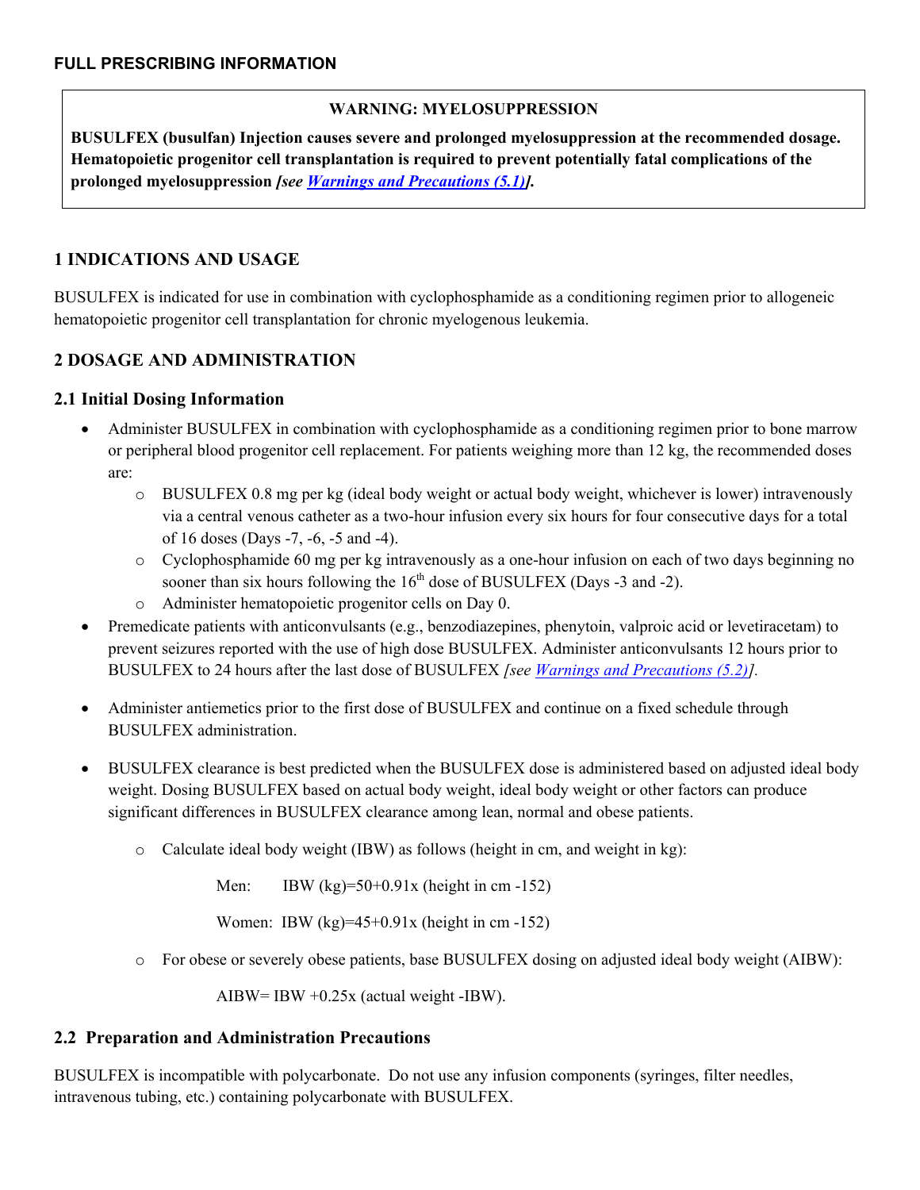## FULL PRESCRIBING INFORMATION

**WARNING: MYELOSUPPRESSION**

**BUSULFEX (busulfan) Injection causes severe and prolonged myelosuppression at the recommended dosage. Hematopoietic progenitor cell transplantation is required to prevent potentially fatal complications of the prolonged myelosuppression *[see Warnings and Precautions (5.1)]*.**

## 1 INDICATIONS AND USAGE

BUSULFEX is indicated for use in combination with cyclophosphamide as a conditioning regimen prior to allogeneic hematopoietic progenitor cell transplantation for chronic myelogenous leukemia.

## 2 DOSAGE AND ADMINISTRATION

### 2.1 Initial Dosing Information

- Administer BUSULFEX in combination with cyclophosphamide as a conditioning regimen prior to bone marrow or peripheral blood progenitor cell replacement. For patients weighing more than 12 kg, the recommended doses are:
  - BUSULFEX 0.8 mg per kg (ideal body weight or actual body weight, whichever is lower) intravenously via a central venous catheter as a two-hour infusion every six hours for four consecutive days for a total of 16 doses (Days -7, -6, -5 and -4).
  - Cyclophosphamide 60 mg per kg intravenously as a one-hour infusion on each of two days beginning no sooner than six hours following the 16th dose of BUSULFEX (Days -3 and -2).
  - Administer hematopoietic progenitor cells on Day 0.
- Premedicate patients with anticonvulsants (e.g., benzodiazepines, phenytoin, valproic acid or levetiracetam) to prevent seizures reported with the use of high dose BUSULFEX. Administer anticonvulsants 12 hours prior to BUSULFEX to 24 hours after the last dose of BUSULFEX *[see Warnings and Precautions (5.2)]*.
- Administer antiemetics prior to the first dose of BUSULFEX and continue on a fixed schedule through BUSULFEX administration.
- BUSULFEX clearance is best predicted when the BUSULFEX dose is administered based on adjusted ideal body weight. Dosing BUSULFEX based on actual body weight, ideal body weight or other factors can produce significant differences in BUSULFEX clearance among lean, normal and obese patients.
  - Calculate ideal body weight (IBW) as follows (height in cm, and weight in kg):

    Men: IBW (kg)=50+0.91x (height in cm -152)

    Women: IBW (kg)=45+0.91x (height in cm -152)
  - For obese or severely obese patients, base BUSULFEX dosing on adjusted ideal body weight (AIBW):

    AIBW= IBW +0.25x (actual weight -IBW).

### 2.2 Preparation and Administration Precautions

BUSULFEX is incompatible with polycarbonate. Do not use any infusion components (syringes, filter needles, intravenous tubing, etc.) containing polycarbonate with BUSULFEX.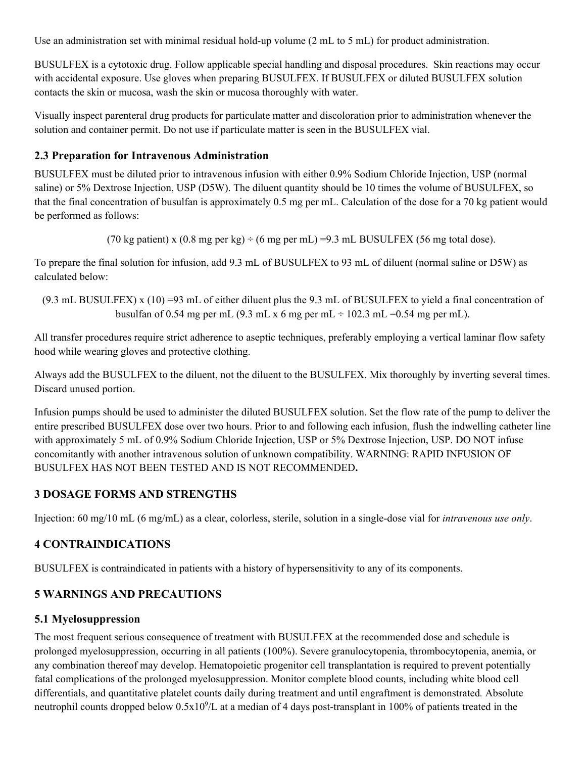Use an administration set with minimal residual hold-up volume (2 mL to 5 mL) for product administration.

BUSULFEX is a cytotoxic drug. Follow applicable special handling and disposal procedures. Skin reactions may occur with accidental exposure. Use gloves when preparing BUSULFEX. If BUSULFEX or diluted BUSULFEX solution contacts the skin or mucosa, wash the skin or mucosa thoroughly with water.

Visually inspect parenteral drug products for particulate matter and discoloration prior to administration whenever the solution and container permit. Do not use if particulate matter is seen in the BUSULFEX vial.

### 2.3 Preparation for Intravenous Administration

BUSULFEX must be diluted prior to intravenous infusion with either 0.9% Sodium Chloride Injection, USP (normal saline) or 5% Dextrose Injection, USP (D5W). The diluent quantity should be 10 times the volume of BUSULFEX, so that the final concentration of busulfan is approximately 0.5 mg per mL. Calculation of the dose for a 70 kg patient would be performed as follows:

(70 kg patient) x (0.8 mg per kg) ÷ (6 mg per mL) =9.3 mL BUSULFEX (56 mg total dose).

To prepare the final solution for infusion, add 9.3 mL of BUSULFEX to 93 mL of diluent (normal saline or D5W) as calculated below:

(9.3 mL BUSULFEX) x (10) =93 mL of either diluent plus the 9.3 mL of BUSULFEX to yield a final concentration of busulfan of 0.54 mg per mL (9.3 mL x 6 mg per mL ÷ 102.3 mL =0.54 mg per mL).

All transfer procedures require strict adherence to aseptic techniques, preferably employing a vertical laminar flow safety hood while wearing gloves and protective clothing.

Always add the BUSULFEX to the diluent, not the diluent to the BUSULFEX. Mix thoroughly by inverting several times. Discard unused portion.

Infusion pumps should be used to administer the diluted BUSULFEX solution. Set the flow rate of the pump to deliver the entire prescribed BUSULFEX dose over two hours. Prior to and following each infusion, flush the indwelling catheter line with approximately 5 mL of 0.9% Sodium Chloride Injection, USP or 5% Dextrose Injection, USP. DO NOT infuse concomitantly with another intravenous solution of unknown compatibility. WARNING: RAPID INFUSION OF BUSULFEX HAS NOT BEEN TESTED AND IS NOT RECOMMENDED**.**

## 3 DOSAGE FORMS AND STRENGTHS

Injection: 60 mg/10 mL (6 mg/mL) as a clear, colorless, sterile, solution in a single-dose vial for *intravenous use only*.

## 4 CONTRAINDICATIONS

BUSULFEX is contraindicated in patients with a history of hypersensitivity to any of its components.

## 5 WARNINGS AND PRECAUTIONS

### 5.1 Myelosuppression

The most frequent serious consequence of treatment with BUSULFEX at the recommended dose and schedule is prolonged myelosuppression, occurring in all patients (100%). Severe granulocytopenia, thrombocytopenia, anemia, or any combination thereof may develop. Hematopoietic progenitor cell transplantation is required to prevent potentially fatal complications of the prolonged myelosuppression. Monitor complete blood counts, including white blood cell differentials, and quantitative platelet counts daily during treatment and until engraftment is demonstrated. Absolute neutrophil counts dropped below $0.5 \times 10^9$/L at a median of 4 days post-transplant in 100% of patients treated in the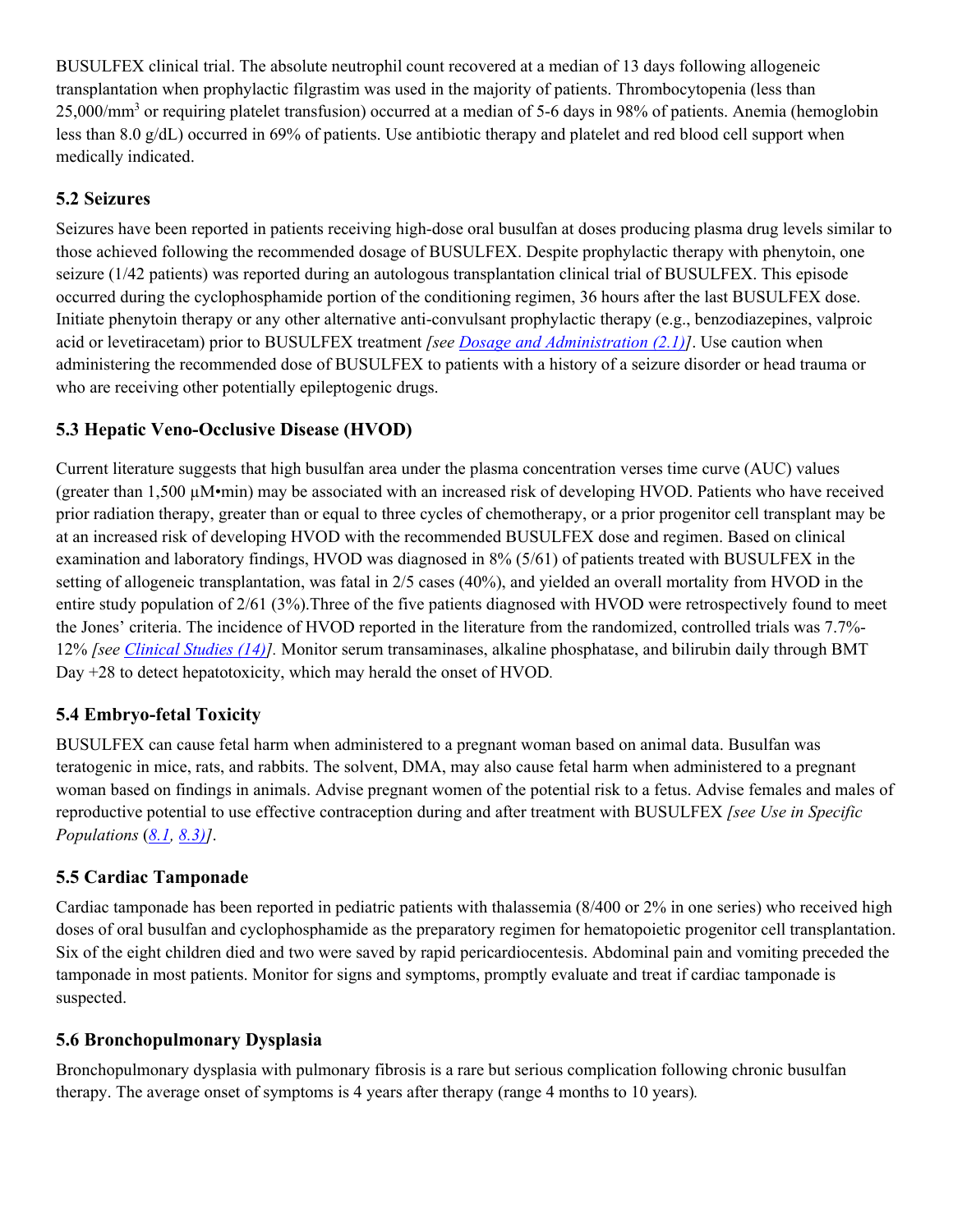BUSULFEX clinical trial. The absolute neutrophil count recovered at a median of 13 days following allogeneic transplantation when prophylactic filgrastim was used in the majority of patients. Thrombocytopenia (less than 25,000/$mm^3$ or requiring platelet transfusion) occurred at a median of 5-6 days in 98% of patients. Anemia (hemoglobin less than 8.0 g/dL) occurred in 69% of patients. Use antibiotic therapy and platelet and red blood cell support when medically indicated.

### 5.2 Seizures

Seizures have been reported in patients receiving high-dose oral busulfan at doses producing plasma drug levels similar to those achieved following the recommended dosage of BUSULFEX. Despite prophylactic therapy with phenytoin, one seizure (1/42 patients) was reported during an autologous transplantation clinical trial of BUSULFEX. This episode occurred during the cyclophosphamide portion of the conditioning regimen, 36 hours after the last BUSULFEX dose. Initiate phenytoin therapy or any other alternative anti-convulsant prophylactic therapy (e.g., benzodiazepines, valproic acid or levetiracetam) prior to BUSULFEX treatment *[see Dosage and Administration (2.1)]*. Use caution when administering the recommended dose of BUSULFEX to patients with a history of a seizure disorder or head trauma or who are receiving other potentially epileptogenic drugs.

### 5.3 Hepatic Veno-Occlusive Disease (HVOD)

Current literature suggests that high busulfan area under the plasma concentration verses time curve (AUC) values (greater than 1,500 µM•min) may be associated with an increased risk of developing HVOD. Patients who have received prior radiation therapy, greater than or equal to three cycles of chemotherapy, or a prior progenitor cell transplant may be at an increased risk of developing HVOD with the recommended BUSULFEX dose and regimen. Based on clinical examination and laboratory findings, HVOD was diagnosed in 8% (5/61) of patients treated with BUSULFEX in the setting of allogeneic transplantation, was fatal in 2/5 cases (40%), and yielded an overall mortality from HVOD in the entire study population of 2/61 (3%).Three of the five patients diagnosed with HVOD were retrospectively found to meet the Jones' criteria. The incidence of HVOD reported in the literature from the randomized, controlled trials was 7.7%-12% *[see Clinical Studies (14)]*. Monitor serum transaminases, alkaline phosphatase, and bilirubin daily through BMT Day +28 to detect hepatotoxicity, which may herald the onset of HVOD.

### 5.4 Embryo-fetal Toxicity

BUSULFEX can cause fetal harm when administered to a pregnant woman based on animal data. Busulfan was teratogenic in mice, rats, and rabbits. The solvent, DMA, may also cause fetal harm when administered to a pregnant woman based on findings in animals. Advise pregnant women of the potential risk to a fetus. Advise females and males of reproductive potential to use effective contraception during and after treatment with BUSULFEX *[see Use in Specific Populations (8.1, 8.3)]*.

### 5.5 Cardiac Tamponade

Cardiac tamponade has been reported in pediatric patients with thalassemia (8/400 or 2% in one series) who received high doses of oral busulfan and cyclophosphamide as the preparatory regimen for hematopoietic progenitor cell transplantation. Six of the eight children died and two were saved by rapid pericardiocentesis. Abdominal pain and vomiting preceded the tamponade in most patients. Monitor for signs and symptoms, promptly evaluate and treat if cardiac tamponade is suspected.

### 5.6 Bronchopulmonary Dysplasia

Bronchopulmonary dysplasia with pulmonary fibrosis is a rare but serious complication following chronic busulfan therapy. The average onset of symptoms is 4 years after therapy (range 4 months to 10 years).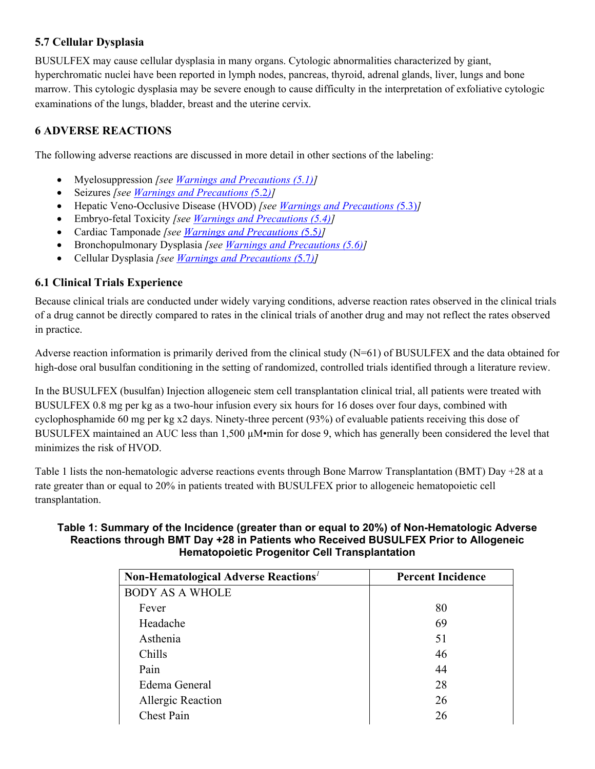### 5.7 Cellular Dysplasia

BUSULFEX may cause cellular dysplasia in many organs. Cytologic abnormalities characterized by giant, hyperchromatic nuclei have been reported in lymph nodes, pancreas, thyroid, adrenal glands, liver, lungs and bone marrow. This cytologic dysplasia may be severe enough to cause difficulty in the interpretation of exfoliative cytologic examinations of the lungs, bladder, breast and the uterine cervix.

## 6 ADVERSE REACTIONS

The following adverse reactions are discussed in more detail in other sections of the labeling:

- Myelosuppression *[see Warnings and Precautions (5.1)]*
- Seizures *[see Warnings and Precautions (5.2)]*
- Hepatic Veno-Occlusive Disease (HVOD) *[see Warnings and Precautions (5.3)]*
- Embryo-fetal Toxicity *[see Warnings and Precautions (5.4)]*
- Cardiac Tamponade *[see Warnings and Precautions (5.5)]*
- Bronchopulmonary Dysplasia *[see Warnings and Precautions (5.6)]*
- Cellular Dysplasia *[see Warnings and Precautions (5.7)]*

### 6.1 Clinical Trials Experience

Because clinical trials are conducted under widely varying conditions, adverse reaction rates observed in the clinical trials of a drug cannot be directly compared to rates in the clinical trials of another drug and may not reflect the rates observed in practice.

Adverse reaction information is primarily derived from the clinical study (N=61) of BUSULFEX and the data obtained for high-dose oral busulfan conditioning in the setting of randomized, controlled trials identified through a literature review.

In the BUSULFEX (busulfan) Injection allogeneic stem cell transplantation clinical trial, all patients were treated with BUSULFEX 0.8 mg per kg as a two-hour infusion every six hours for 16 doses over four days, combined with cyclophosphamide 60 mg per kg x2 days. Ninety-three percent (93%) of evaluable patients receiving this dose of BUSULFEX maintained an AUC less than 1,500 µM•min for dose 9, which has generally been considered the level that minimizes the risk of HVOD.

Table 1 lists the non-hematologic adverse reactions events through Bone Marrow Transplantation (BMT) Day +28 at a rate greater than or equal to 20% in patients treated with BUSULFEX prior to allogeneic hematopoietic cell transplantation.

**Table 1: Summary of the Incidence (greater than or equal to 20%) of Non-Hematologic Adverse Reactions through BMT Day +28 in Patients who Received BUSULFEX Prior to Allogeneic Hematopoietic Progenitor Cell Transplantation**

| Non-Hematological Adverse Reactions[1] | Percent Incidence |
|---|---|
| BODY AS A WHOLE | |
| Fever | 80 |
| Headache | 69 |
| Asthenia | 51 |
| Chills | 46 |
| Pain | 44 |
| Edema General | 28 |
| Allergic Reaction | 26 |
| Chest Pain | 26 |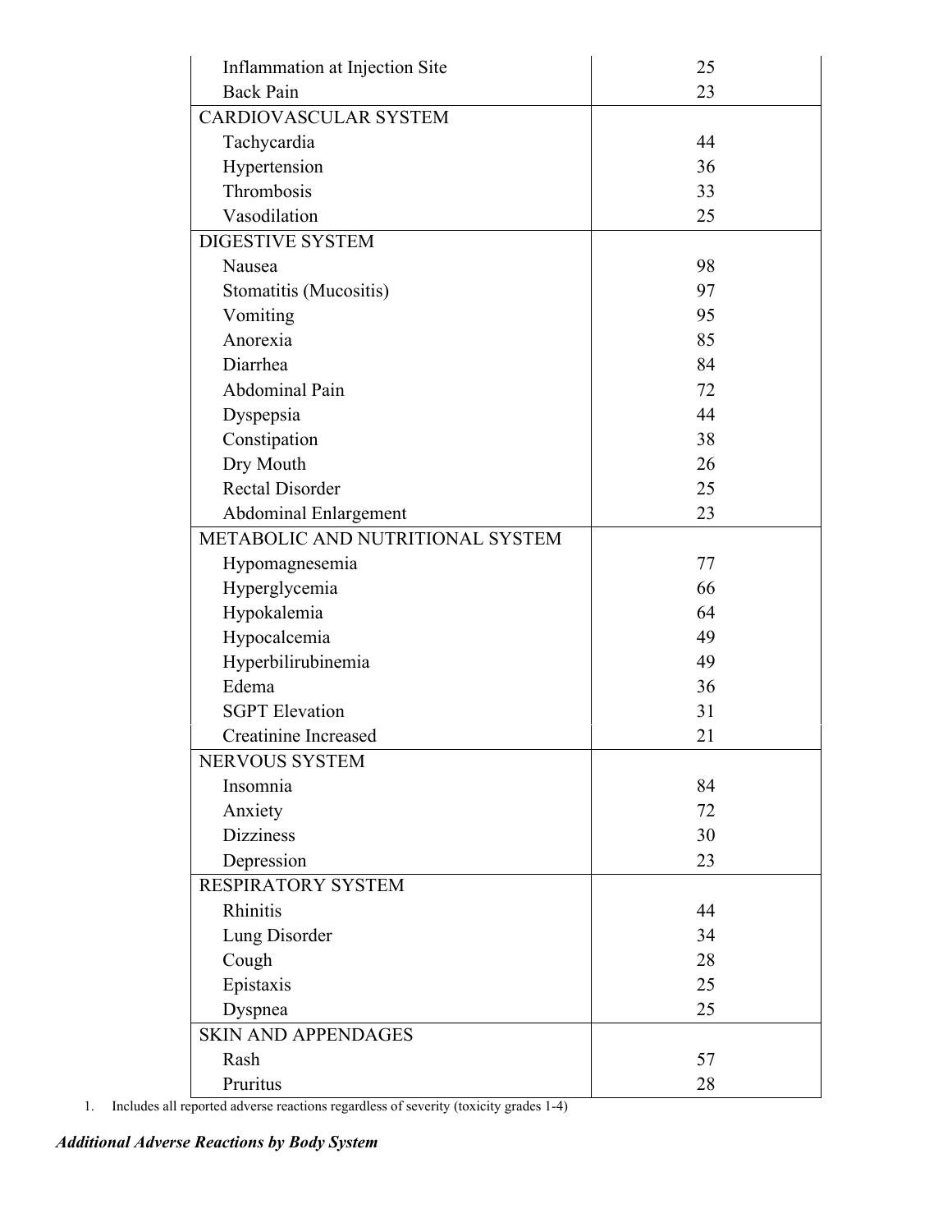| | |
|---|---|
| Inflammation at Injection Site | 25 |
| Back Pain | 23 |
| CARDIOVASCULAR SYSTEM | |
| Tachycardia | 44 |
| Hypertension | 36 |
| Thrombosis | 33 |
| Vasodilation | 25 |
| DIGESTIVE SYSTEM | |
| Nausea | 98 |
| Stomatitis (Mucositis) | 97 |
| Vomiting | 95 |
| Anorexia | 85 |
| Diarrhea | 84 |
| Abdominal Pain | 72 |
| Dyspepsia | 44 |
| Constipation | 38 |
| Dry Mouth | 26 |
| Rectal Disorder | 25 |
| Abdominal Enlargement | 23 |
| METABOLIC AND NUTRITIONAL SYSTEM | |
| Hypomagnesemia | 77 |
| Hyperglycemia | 66 |
| Hypokalemia | 64 |
| Hypocalcemia | 49 |
| Hyperbilirubinemia | 49 |
| Edema | 36 |
| SGPT Elevation | 31 |
| Creatinine Increased | 21 |
| NERVOUS SYSTEM | |
| Insomnia | 84 |
| Anxiety | 72 |
| Dizziness | 30 |
| Depression | 23 |
| RESPIRATORY SYSTEM | |
| Rhinitis | 44 |
| Lung Disorder | 34 |
| Cough | 28 |
| Epistaxis | 25 |
| Dyspnea | 25 |
| SKIN AND APPENDAGES | |
| Rash | 57 |
| Pruritus | 28 |

1. Includes all reported adverse reactions regardless of severity (toxicity grades 1-4)

***Additional Adverse Reactions by Body System***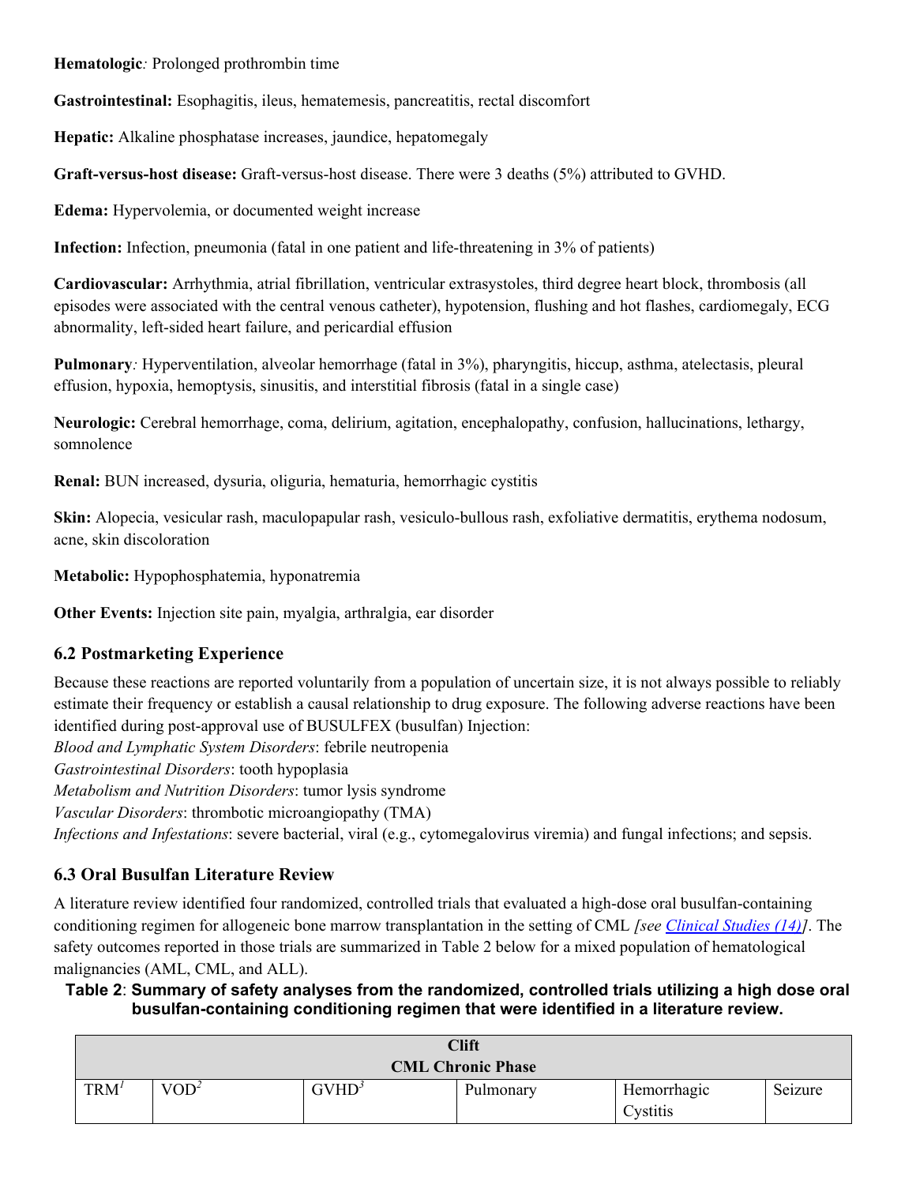**Hematologic**: Prolonged prothrombin time

**Gastrointestinal:** Esophagitis, ileus, hematemesis, pancreatitis, rectal discomfort

**Hepatic:** Alkaline phosphatase increases, jaundice, hepatomegaly

**Graft-versus-host disease:** Graft-versus-host disease. There were 3 deaths (5%) attributed to GVHD.

**Edema:** Hypervolemia, or documented weight increase

**Infection:** Infection, pneumonia (fatal in one patient and life-threatening in 3% of patients)

**Cardiovascular:** Arrhythmia, atrial fibrillation, ventricular extrasystoles, third degree heart block, thrombosis (all episodes were associated with the central venous catheter), hypotension, flushing and hot flashes, cardiomegaly, ECG abnormality, left-sided heart failure, and pericardial effusion

**Pulmonary**: Hyperventilation, alveolar hemorrhage (fatal in 3%), pharyngitis, hiccup, asthma, atelectasis, pleural effusion, hypoxia, hemoptysis, sinusitis, and interstitial fibrosis (fatal in a single case)

**Neurologic:** Cerebral hemorrhage, coma, delirium, agitation, encephalopathy, confusion, hallucinations, lethargy, somnolence

**Renal:** BUN increased, dysuria, oliguria, hematuria, hemorrhagic cystitis

**Skin:** Alopecia, vesicular rash, maculopapular rash, vesiculo-bullous rash, exfoliative dermatitis, erythema nodosum, acne, skin discoloration

**Metabolic:** Hypophosphatemia, hyponatremia

**Other Events:** Injection site pain, myalgia, arthralgia, ear disorder

### 6.2 Postmarketing Experience

Because these reactions are reported voluntarily from a population of uncertain size, it is not always possible to reliably estimate their frequency or establish a causal relationship to drug exposure. The following adverse reactions have been identified during post-approval use of BUSULFEX (busulfan) Injection:

*Blood and Lymphatic System Disorders*: febrile neutropenia
*Gastrointestinal Disorders*: tooth hypoplasia
*Metabolism and Nutrition Disorders*: tumor lysis syndrome
*Vascular Disorders*: thrombotic microangiopathy (TMA)
*Infections and Infestations*: severe bacterial, viral (e.g., cytomegalovirus viremia) and fungal infections; and sepsis.

### 6.3 Oral Busulfan Literature Review

A literature review identified four randomized, controlled trials that evaluated a high-dose oral busulfan-containing conditioning regimen for allogeneic bone marrow transplantation in the setting of CML *[see Clinical Studies (14)]*. The safety outcomes reported in those trials are summarized in Table 2 below for a mixed population of hematological malignancies (AML, CML, and ALL).

**Table 2**: **Summary of safety analyses from the randomized, controlled trials utilizing a high dose oral busulfan-containing conditioning regimen that were identified in a literature review.**

| Clift CML Chronic Phase | | | | | |
|---|---|---|---|---|---|
| TRM[1] | VOD[2] | GVHD[3] | Pulmonary | Hemorrhagic Cystitis | Seizure |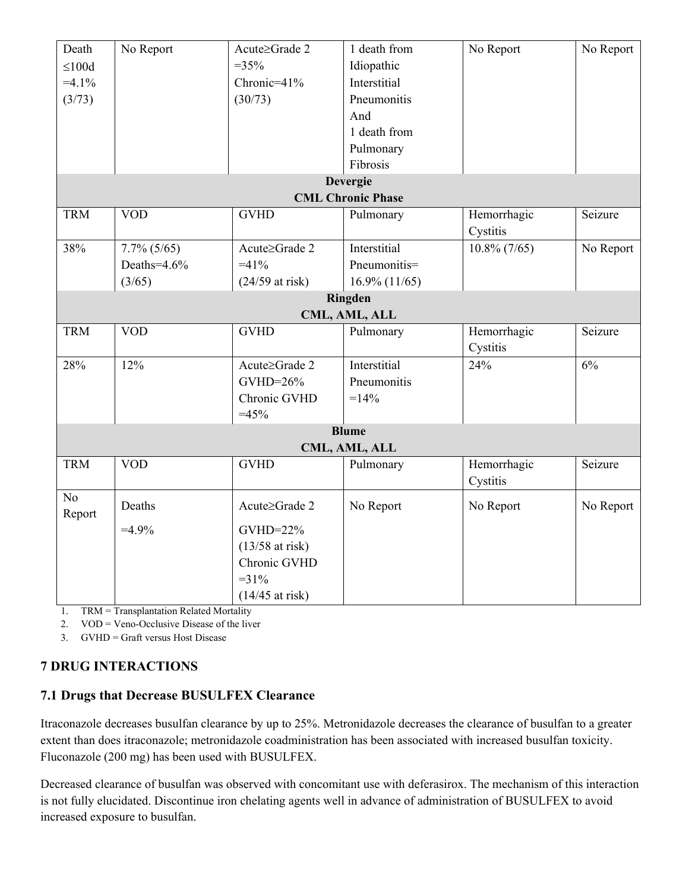| | | | | | |
|---|---|---|---|---|---|
| Death ≤100d =4.1% (3/73) | No Report | Acute≥Grade 2 =35% Chronic=41% (30/73) | 1 death from Idiopathic Interstitial Pneumonitis And 1 death from Pulmonary Fibrosis | No Report | No Report |
| **Devergie CML Chronic Phase** | | | | | |
| TRM | VOD | GVHD | Pulmonary | Hemorrhagic Cystitis | Seizure |
| 38% | 7.7% (5/65) Deaths=4.6% (3/65) | Acute≥Grade 2 =41% (24/59 at risk) | Interstitial Pneumonitis= 16.9% (11/65) | 10.8% (7/65) | No Report |
| **Ringden CML, AML, ALL** | | | | | |
| TRM | VOD | GVHD | Pulmonary | Hemorrhagic Cystitis | Seizure |
| 28% | 12% | Acute≥Grade 2 GVHD=26% Chronic GVHD =45% | Interstitial Pneumonitis =14% | 24% | 6% |
| **Blume CML, AML, ALL** | | | | | |
| TRM | VOD | GVHD | Pulmonary | Hemorrhagic Cystitis | Seizure |
| No Report | Deaths =4.9% | Acute≥Grade 2 GVHD=22% (13/58 at risk) Chronic GVHD =31% (14/45 at risk) | No Report | No Report | No Report |

1. TRM = Transplantation Related Mortality
2. VOD = Veno-Occlusive Disease of the liver
3. GVHD = Graft versus Host Disease

## 7 DRUG INTERACTIONS

### 7.1 Drugs that Decrease BUSULFEX Clearance

Itraconazole decreases busulfan clearance by up to 25%. Metronidazole decreases the clearance of busulfan to a greater extent than does itraconazole; metronidazole coadministration has been associated with increased busulfan toxicity. Fluconazole (200 mg) has been used with BUSULFEX.

Decreased clearance of busulfan was observed with concomitant use with deferasirox. The mechanism of this interaction is not fully elucidated. Discontinue iron chelating agents well in advance of administration of BUSULFEX to avoid increased exposure to busulfan.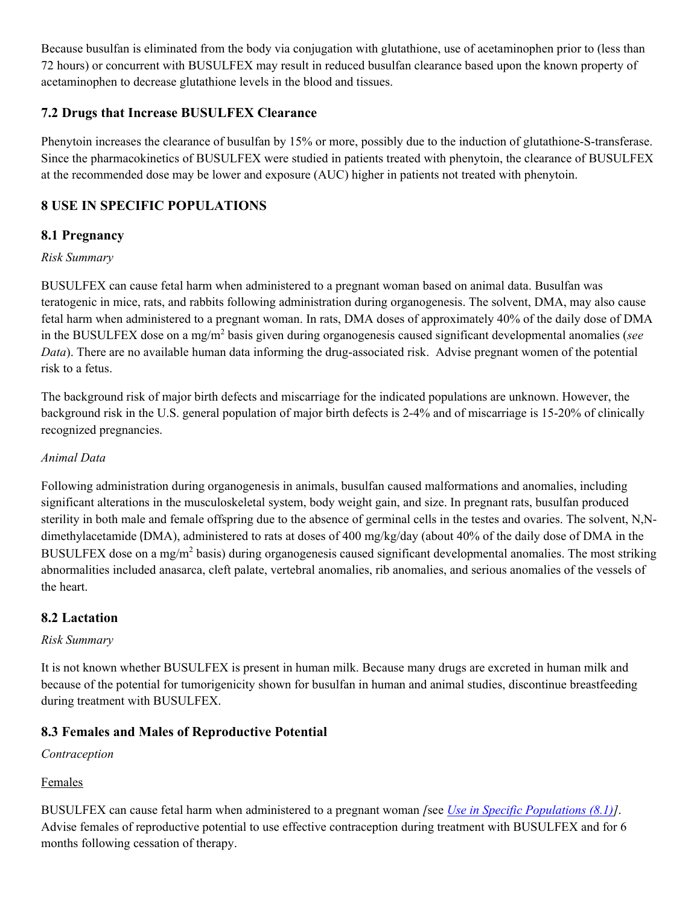Because busulfan is eliminated from the body via conjugation with glutathione, use of acetaminophen prior to (less than 72 hours) or concurrent with BUSULFEX may result in reduced busulfan clearance based upon the known property of acetaminophen to decrease glutathione levels in the blood and tissues.

### 7.2 Drugs that Increase BUSULFEX Clearance

Phenytoin increases the clearance of busulfan by 15% or more, possibly due to the induction of glutathione-S-transferase. Since the pharmacokinetics of BUSULFEX were studied in patients treated with phenytoin, the clearance of BUSULFEX at the recommended dose may be lower and exposure (AUC) higher in patients not treated with phenytoin.

## 8 USE IN SPECIFIC POPULATIONS

### 8.1 Pregnancy

*Risk Summary*

BUSULFEX can cause fetal harm when administered to a pregnant woman based on animal data. Busulfan was teratogenic in mice, rats, and rabbits following administration during organogenesis. The solvent, DMA, may also cause fetal harm when administered to a pregnant woman. In rats, DMA doses of approximately 40% of the daily dose of DMA in the BUSULFEX dose on a mg/$m^2$ basis given during organogenesis caused significant developmental anomalies (*see Data*). There are no available human data informing the drug-associated risk. Advise pregnant women of the potential risk to a fetus.

The background risk of major birth defects and miscarriage for the indicated populations are unknown. However, the background risk in the U.S. general population of major birth defects is 2-4% and of miscarriage is 15-20% of clinically recognized pregnancies.

*Animal Data*

Following administration during organogenesis in animals, busulfan caused malformations and anomalies, including significant alterations in the musculoskeletal system, body weight gain, and size. In pregnant rats, busulfan produced sterility in both male and female offspring due to the absence of germinal cells in the testes and ovaries. The solvent, N,N-dimethylacetamide (DMA), administered to rats at doses of 400 mg/kg/day (about 40% of the daily dose of DMA in the BUSULFEX dose on a mg/$m^2$ basis) during organogenesis caused significant developmental anomalies. The most striking abnormalities included anasarca, cleft palate, vertebral anomalies, rib anomalies, and serious anomalies of the vessels of the heart.

### 8.2 Lactation

*Risk Summary*

It is not known whether BUSULFEX is present in human milk. Because many drugs are excreted in human milk and because of the potential for tumorigenicity shown for busulfan in human and animal studies, discontinue breastfeeding during treatment with BUSULFEX.

### 8.3 Females and Males of Reproductive Potential

*Contraception*

Females

BUSULFEX can cause fetal harm when administered to a pregnant woman *[*see *Use in Specific Populations (8.1)]*. Advise females of reproductive potential to use effective contraception during treatment with BUSULFEX and for 6 months following cessation of therapy.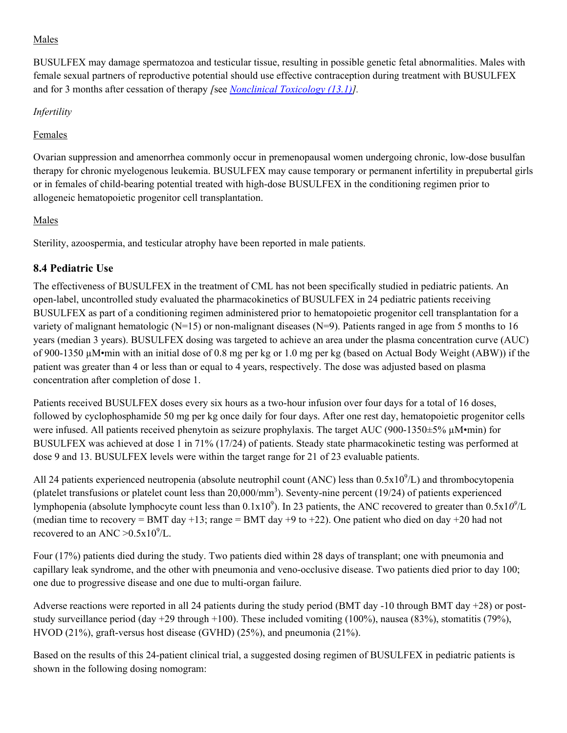Males

BUSULFEX may damage spermatozoa and testicular tissue, resulting in possible genetic fetal abnormalities. Males with female sexual partners of reproductive potential should use effective contraception during treatment with BUSULFEX and for 3 months after cessation of therapy [see [Nonclinical Toxicology (13.1)]].

*Infertility*

Females

Ovarian suppression and amenorrhea commonly occur in premenopausal women undergoing chronic, low-dose busulfan therapy for chronic myelogenous leukemia. BUSULFEX may cause temporary or permanent infertility in prepubertal girls or in females of child-bearing potential treated with high-dose BUSULFEX in the conditioning regimen prior to allogeneic hematopoietic progenitor cell transplantation.

Males

Sterility, azoospermia, and testicular atrophy have been reported in male patients.

### 8.4 Pediatric Use

The effectiveness of BUSULFEX in the treatment of CML has not been specifically studied in pediatric patients. An open-label, uncontrolled study evaluated the pharmacokinetics of BUSULFEX in 24 pediatric patients receiving BUSULFEX as part of a conditioning regimen administered prior to hematopoietic progenitor cell transplantation for a variety of malignant hematologic (N=15) or non-malignant diseases (N=9). Patients ranged in age from 5 months to 16 years (median 3 years). BUSULFEX dosing was targeted to achieve an area under the plasma concentration curve (AUC) of 900-1350 µM•min with an initial dose of 0.8 mg per kg or 1.0 mg per kg (based on Actual Body Weight (ABW)) if the patient was greater than 4 or less than or equal to 4 years, respectively. The dose was adjusted based on plasma concentration after completion of dose 1.

Patients received BUSULFEX doses every six hours as a two-hour infusion over four days for a total of 16 doses, followed by cyclophosphamide 50 mg per kg once daily for four days. After one rest day, hematopoietic progenitor cells were infused. All patients received phenytoin as seizure prophylaxis. The target AUC (900-1350±5% µM•min) for BUSULFEX was achieved at dose 1 in 71% (17/24) of patients. Steady state pharmacokinetic testing was performed at dose 9 and 13. BUSULFEX levels were within the target range for 21 of 23 evaluable patients.

All 24 patients experienced neutropenia (absolute neutrophil count (ANC) less than $0.5\text{x}10^9$/L) and thrombocytopenia (platelet transfusions or platelet count less than 20,000/mm$^3$). Seventy-nine percent (19/24) of patients experienced lymphopenia (absolute lymphocyte count less than $0.1\text{x}10^9$). In 23 patients, the ANC recovered to greater than $0.5\text{x}10^9$/L (median time to recovery = BMT day +13; range = BMT day +9 to +22). One patient who died on day +20 had not recovered to an ANC >$0.5\text{x}10^9$/L.

Four (17%) patients died during the study. Two patients died within 28 days of transplant; one with pneumonia and capillary leak syndrome, and the other with pneumonia and veno-occlusive disease. Two patients died prior to day 100; one due to progressive disease and one due to multi-organ failure.

Adverse reactions were reported in all 24 patients during the study period (BMT day -10 through BMT day +28) or post-study surveillance period (day +29 through +100). These included vomiting (100%), nausea (83%), stomatitis (79%), HVOD (21%), graft-versus host disease (GVHD) (25%), and pneumonia (21%).

Based on the results of this 24-patient clinical trial, a suggested dosing regimen of BUSULFEX in pediatric patients is shown in the following dosing nomogram: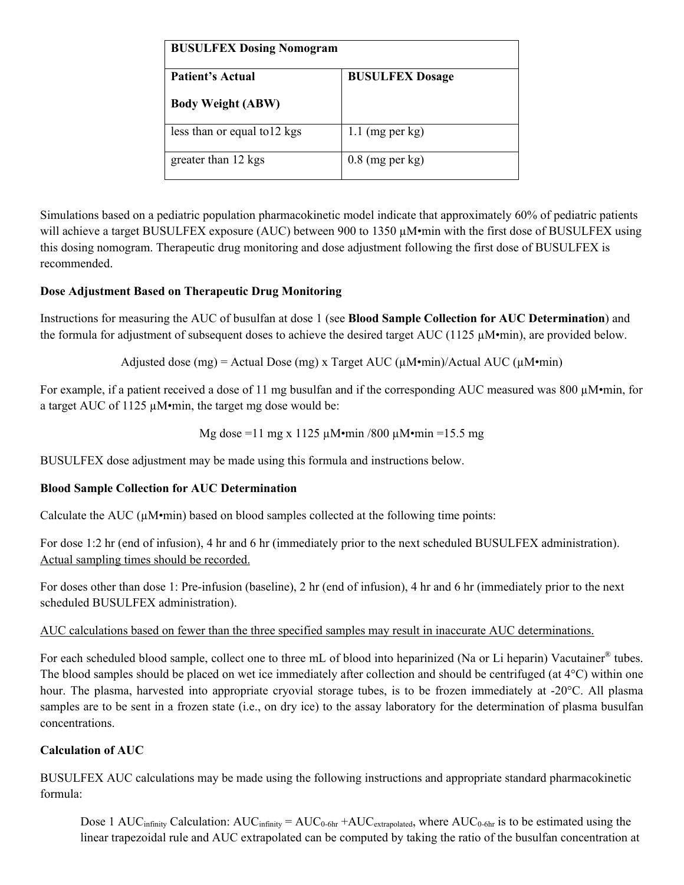| BUSULFEX Dosing Nomogram | |
|---|---|
| **Patient's Actual Body Weight (ABW)** | **BUSULFEX Dosage** |
| less than or equal to12 kgs | 1.1 (mg per kg) |
| greater than 12 kgs | 0.8 (mg per kg) |

Simulations based on a pediatric population pharmacokinetic model indicate that approximately 60% of pediatric patients will achieve a target BUSULFEX exposure (AUC) between 900 to 1350 µM•min with the first dose of BUSULFEX using this dosing nomogram. Therapeutic drug monitoring and dose adjustment following the first dose of BUSULFEX is recommended.

**Dose Adjustment Based on Therapeutic Drug Monitoring**

Instructions for measuring the AUC of busulfan at dose 1 (see **Blood Sample Collection for AUC Determination**) and the formula for adjustment of subsequent doses to achieve the desired target AUC (1125 µM•min), are provided below.

Adjusted dose (mg) = Actual Dose (mg) x Target AUC (µM•min)/Actual AUC (µM•min)

For example, if a patient received a dose of 11 mg busulfan and if the corresponding AUC measured was 800 µM•min, for a target AUC of 1125 µM•min, the target mg dose would be:

Mg dose =11 mg x 1125 µM•min /800 µM•min =15.5 mg

BUSULFEX dose adjustment may be made using this formula and instructions below.

**Blood Sample Collection for AUC Determination**

Calculate the AUC (µM•min) based on blood samples collected at the following time points:

For dose 1:2 hr (end of infusion), 4 hr and 6 hr (immediately prior to the next scheduled BUSULFEX administration). Actual sampling times should be recorded.

For doses other than dose 1: Pre-infusion (baseline), 2 hr (end of infusion), 4 hr and 6 hr (immediately prior to the next scheduled BUSULFEX administration).

AUC calculations based on fewer than the three specified samples may result in inaccurate AUC determinations.

For each scheduled blood sample, collect one to three mL of blood into heparinized (Na or Li heparin) Vacutainer® tubes. The blood samples should be placed on wet ice immediately after collection and should be centrifuged (at 4°C) within one hour. The plasma, harvested into appropriate cryovial storage tubes, is to be frozen immediately at -20°C. All plasma samples are to be sent in a frozen state (i.e., on dry ice) to the assay laboratory for the determination of plasma busulfan concentrations.

**Calculation of AUC**

BUSULFEX AUC calculations may be made using the following instructions and appropriate standard pharmacokinetic formula:

Dose 1 $AUC_{infinity}$ Calculation: $AUC_{infinity} = AUC_{0\text{-}6hr} + AUC_{extrapolated}$, where $AUC_{0\text{-}6hr}$ is to be estimated using the linear trapezoidal rule and AUC extrapolated can be computed by taking the ratio of the busulfan concentration at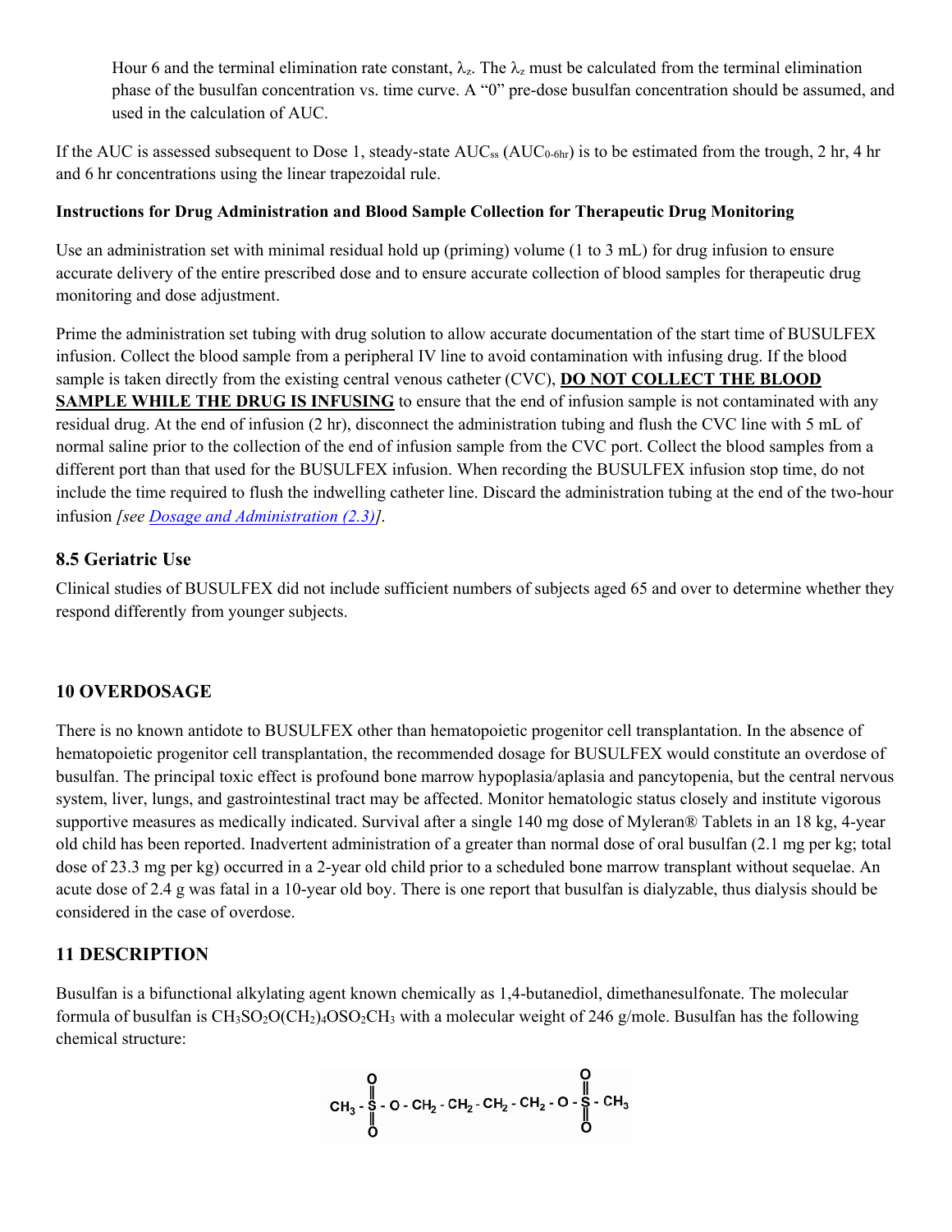Hour 6 and the terminal elimination rate constant, $\lambda_z$. The $\lambda_z$ must be calculated from the terminal elimination phase of the busulfan concentration vs. time curve. A "0" pre-dose busulfan concentration should be assumed, and used in the calculation of AUC.

If the AUC is assessed subsequent to Dose 1, steady-state $AUC_{ss}$ ($AUC_{0\text{-}6hr}$) is to be estimated from the trough, 2 hr, 4 hr and 6 hr concentrations using the linear trapezoidal rule.

**Instructions for Drug Administration and Blood Sample Collection for Therapeutic Drug Monitoring**

Use an administration set with minimal residual hold up (priming) volume (1 to 3 mL) for drug infusion to ensure accurate delivery of the entire prescribed dose and to ensure accurate collection of blood samples for therapeutic drug monitoring and dose adjustment.

Prime the administration set tubing with drug solution to allow accurate documentation of the start time of BUSULFEX infusion. Collect the blood sample from a peripheral IV line to avoid contamination with infusing drug. If the blood sample is taken directly from the existing central venous catheter (CVC), **DO NOT COLLECT THE BLOOD SAMPLE WHILE THE DRUG IS INFUSING** to ensure that the end of infusion sample is not contaminated with any residual drug. At the end of infusion (2 hr), disconnect the administration tubing and flush the CVC line with 5 mL of normal saline prior to the collection of the end of infusion sample from the CVC port. Collect the blood samples from a different port than that used for the BUSULFEX infusion. When recording the BUSULFEX infusion stop time, do not include the time required to flush the indwelling catheter line. Discard the administration tubing at the end of the two-hour infusion *[see Dosage and Administration (2.3)]*.

### 8.5 Geriatric Use

Clinical studies of BUSULFEX did not include sufficient numbers of subjects aged 65 and over to determine whether they respond differently from younger subjects.

## 10 OVERDOSAGE

There is no known antidote to BUSULFEX other than hematopoietic progenitor cell transplantation. In the absence of hematopoietic progenitor cell transplantation, the recommended dosage for BUSULFEX would constitute an overdose of busulfan. The principal toxic effect is profound bone marrow hypoplasia/aplasia and pancytopenia, but the central nervous system, liver, lungs, and gastrointestinal tract may be affected. Monitor hematologic status closely and institute vigorous supportive measures as medically indicated. Survival after a single 140 mg dose of Myleran® Tablets in an 18 kg, 4-year old child has been reported. Inadvertent administration of a greater than normal dose of oral busulfan (2.1 mg per kg; total dose of 23.3 mg per kg) occurred in a 2-year old child prior to a scheduled bone marrow transplant without sequelae. An acute dose of 2.4 g was fatal in a 10-year old boy. There is one report that busulfan is dialyzable, thus dialysis should be considered in the case of overdose.

## 11 DESCRIPTION

Busulfan is a bifunctional alkylating agent known chemically as 1,4-butanediol, dimethanesulfonate. The molecular formula of busulfan is $CH_3SO_2O(CH_2)_4OSO_2CH_3$ with a molecular weight of 246 g/mole. Busulfan has the following chemical structure:

$$CH_3 - \overset{\overset{\displaystyle O}{\|}}{\underset{\underset{\displaystyle O}{\|}}{S}} - O - CH_2 - CH_2 - CH_2 - CH_2 - O - \overset{\overset{\displaystyle O}{\|}}{\underset{\underset{\displaystyle O}{\|}}{S}} - CH_3$$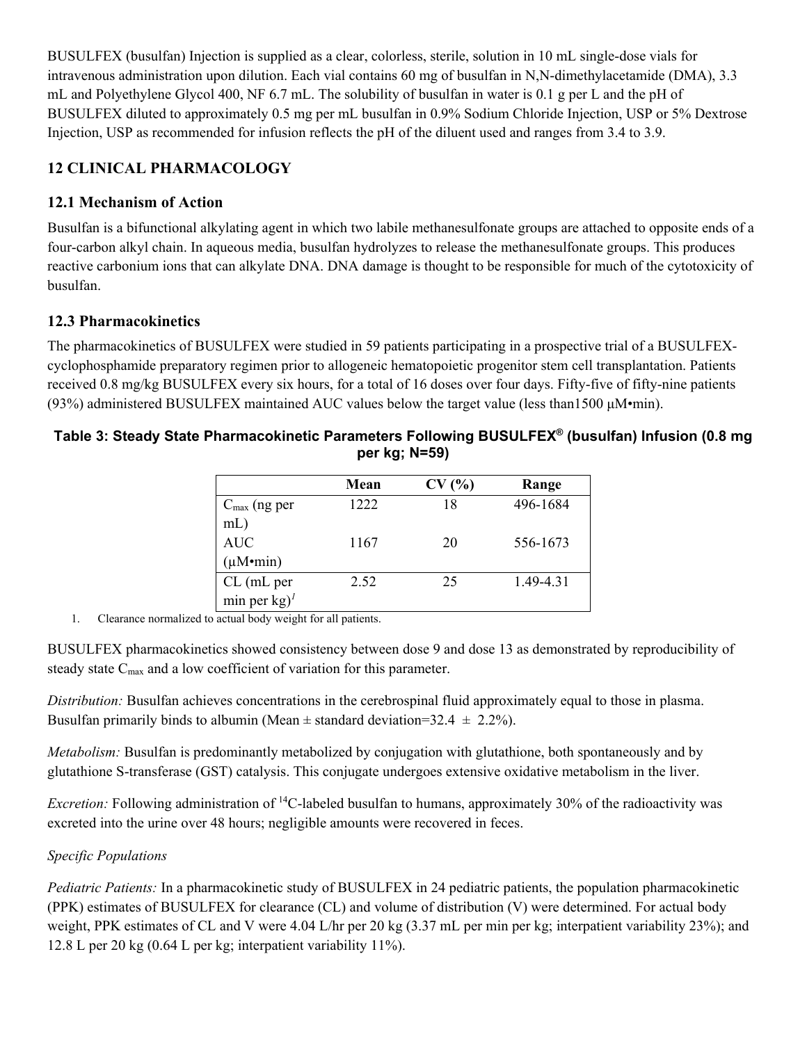BUSULFEX (busulfan) Injection is supplied as a clear, colorless, sterile, solution in 10 mL single-dose vials for intravenous administration upon dilution. Each vial contains 60 mg of busulfan in N,N-dimethylacetamide (DMA), 3.3 mL and Polyethylene Glycol 400, NF 6.7 mL. The solubility of busulfan in water is 0.1 g per L and the pH of BUSULFEX diluted to approximately 0.5 mg per mL busulfan in 0.9% Sodium Chloride Injection, USP or 5% Dextrose Injection, USP as recommended for infusion reflects the pH of the diluent used and ranges from 3.4 to 3.9.

## 12 CLINICAL PHARMACOLOGY

### 12.1 Mechanism of Action

Busulfan is a bifunctional alkylating agent in which two labile methanesulfonate groups are attached to opposite ends of a four-carbon alkyl chain. In aqueous media, busulfan hydrolyzes to release the methanesulfonate groups. This produces reactive carbonium ions that can alkylate DNA. DNA damage is thought to be responsible for much of the cytotoxicity of busulfan.

### 12.3 Pharmacokinetics

The pharmacokinetics of BUSULFEX were studied in 59 patients participating in a prospective trial of a BUSULFEX-cyclophosphamide preparatory regimen prior to allogeneic hematopoietic progenitor stem cell transplantation. Patients received 0.8 mg/kg BUSULFEX every six hours, for a total of 16 doses over four days. Fifty-five of fifty-nine patients (93%) administered BUSULFEX maintained AUC values below the target value (less than1500 μM•min).

**Table 3: Steady State Pharmacokinetic Parameters Following BUSULFEX® (busulfan) Infusion (0.8 mg per kg; N=59)**

| | Mean | CV (%) | Range |
|---|---|---|---|
| $C_{max}$ (ng per mL) | 1222 | 18 | 496-1684 |
| AUC (μM•min) | 1167 | 20 | 556-1673 |
| CL (mL per min per kg)[1] | 2.52 | 25 | 1.49-4.31 |

1. Clearance normalized to actual body weight for all patients.

BUSULFEX pharmacokinetics showed consistency between dose 9 and dose 13 as demonstrated by reproducibility of steady state $C_{max}$ and a low coefficient of variation for this parameter.

*Distribution:* Busulfan achieves concentrations in the cerebrospinal fluid approximately equal to those in plasma. Busulfan primarily binds to albumin (Mean ± standard deviation=32.4 ± 2.2%).

*Metabolism:* Busulfan is predominantly metabolized by conjugation with glutathione, both spontaneously and by glutathione S-transferase (GST) catalysis. This conjugate undergoes extensive oxidative metabolism in the liver.

*Excretion:* Following administration of $^{14}C$-labeled busulfan to humans, approximately 30% of the radioactivity was excreted into the urine over 48 hours; negligible amounts were recovered in feces.

*Specific Populations*

*Pediatric Patients:* In a pharmacokinetic study of BUSULFEX in 24 pediatric patients, the population pharmacokinetic (PPK) estimates of BUSULFEX for clearance (CL) and volume of distribution (V) were determined. For actual body weight, PPK estimates of CL and V were 4.04 L/hr per 20 kg (3.37 mL per min per kg; interpatient variability 23%); and 12.8 L per 20 kg (0.64 L per kg; interpatient variability 11%).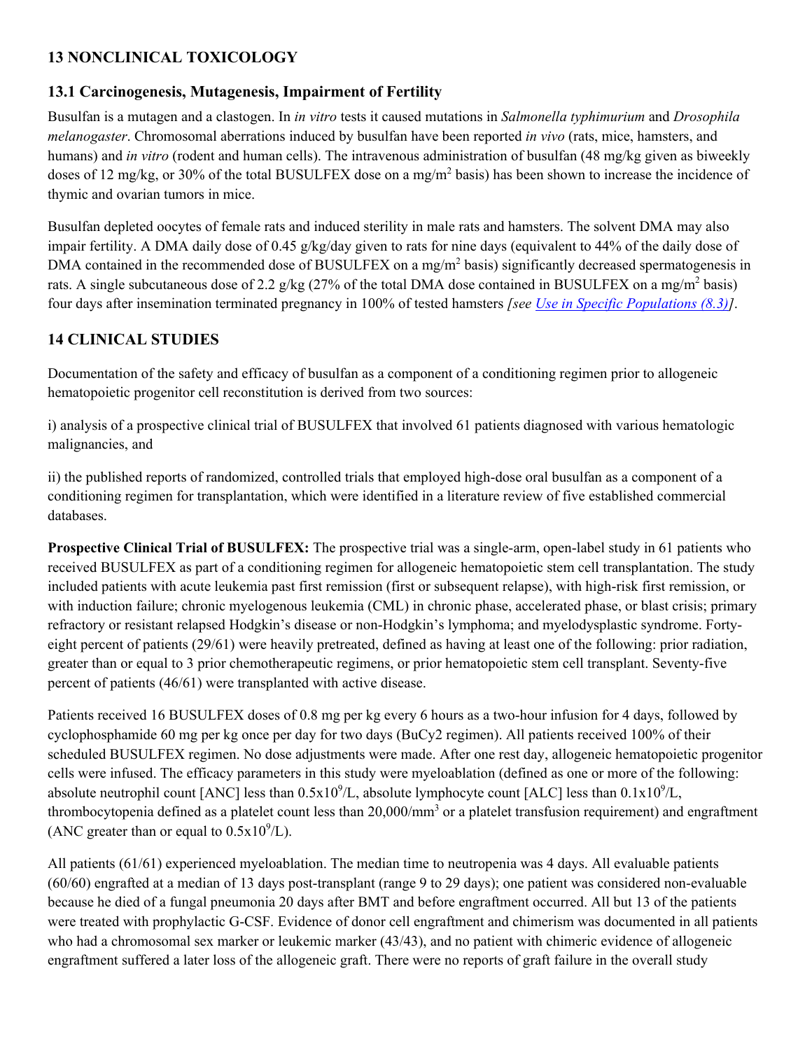## 13 NONCLINICAL TOXICOLOGY

### 13.1 Carcinogenesis, Mutagenesis, Impairment of Fertility

Busulfan is a mutagen and a clastogen. In *in vitro* tests it caused mutations in *Salmonella typhimurium* and *Drosophila melanogaster*. Chromosomal aberrations induced by busulfan have been reported *in vivo* (rats, mice, hamsters, and humans) and *in vitro* (rodent and human cells). The intravenous administration of busulfan (48 mg/kg given as biweekly doses of 12 mg/kg, or 30% of the total BUSULFEX dose on a mg/$m^2$ basis) has been shown to increase the incidence of thymic and ovarian tumors in mice.

Busulfan depleted oocytes of female rats and induced sterility in male rats and hamsters. The solvent DMA may also impair fertility. A DMA daily dose of 0.45 g/kg/day given to rats for nine days (equivalent to 44% of the daily dose of DMA contained in the recommended dose of BUSULFEX on a mg/$m^2$ basis) significantly decreased spermatogenesis in rats. A single subcutaneous dose of 2.2 g/kg (27% of the total DMA dose contained in BUSULFEX on a mg/$m^2$ basis) four days after insemination terminated pregnancy in 100% of tested hamsters *[see Use in Specific Populations (8.3)]*.

## 14 CLINICAL STUDIES

Documentation of the safety and efficacy of busulfan as a component of a conditioning regimen prior to allogeneic hematopoietic progenitor cell reconstitution is derived from two sources:

i) analysis of a prospective clinical trial of BUSULFEX that involved 61 patients diagnosed with various hematologic malignancies, and

ii) the published reports of randomized, controlled trials that employed high-dose oral busulfan as a component of a conditioning regimen for transplantation, which were identified in a literature review of five established commercial databases.

**Prospective Clinical Trial of BUSULFEX:** The prospective trial was a single-arm, open-label study in 61 patients who received BUSULFEX as part of a conditioning regimen for allogeneic hematopoietic stem cell transplantation. The study included patients with acute leukemia past first remission (first or subsequent relapse), with high-risk first remission, or with induction failure; chronic myelogenous leukemia (CML) in chronic phase, accelerated phase, or blast crisis; primary refractory or resistant relapsed Hodgkin's disease or non-Hodgkin's lymphoma; and myelodysplastic syndrome. Forty-eight percent of patients (29/61) were heavily pretreated, defined as having at least one of the following: prior radiation, greater than or equal to 3 prior chemotherapeutic regimens, or prior hematopoietic stem cell transplant. Seventy-five percent of patients (46/61) were transplanted with active disease.

Patients received 16 BUSULFEX doses of 0.8 mg per kg every 6 hours as a two-hour infusion for 4 days, followed by cyclophosphamide 60 mg per kg once per day for two days (BuCy2 regimen). All patients received 100% of their scheduled BUSULFEX regimen. No dose adjustments were made. After one rest day, allogeneic hematopoietic progenitor cells were infused. The efficacy parameters in this study were myeloablation (defined as one or more of the following: absolute neutrophil count [ANC] less than $0.5 \times 10^9$/L, absolute lymphocyte count [ALC] less than $0.1 \times 10^9$/L, thrombocytopenia defined as a platelet count less than 20,000/$mm^3$ or a platelet transfusion requirement) and engraftment (ANC greater than or equal to $0.5 \times 10^9$/L).

All patients (61/61) experienced myeloablation. The median time to neutropenia was 4 days. All evaluable patients (60/60) engrafted at a median of 13 days post-transplant (range 9 to 29 days); one patient was considered non-evaluable because he died of a fungal pneumonia 20 days after BMT and before engraftment occurred. All but 13 of the patients were treated with prophylactic G-CSF. Evidence of donor cell engraftment and chimerism was documented in all patients who had a chromosomal sex marker or leukemic marker (43/43), and no patient with chimeric evidence of allogeneic engraftment suffered a later loss of the allogeneic graft. There were no reports of graft failure in the overall study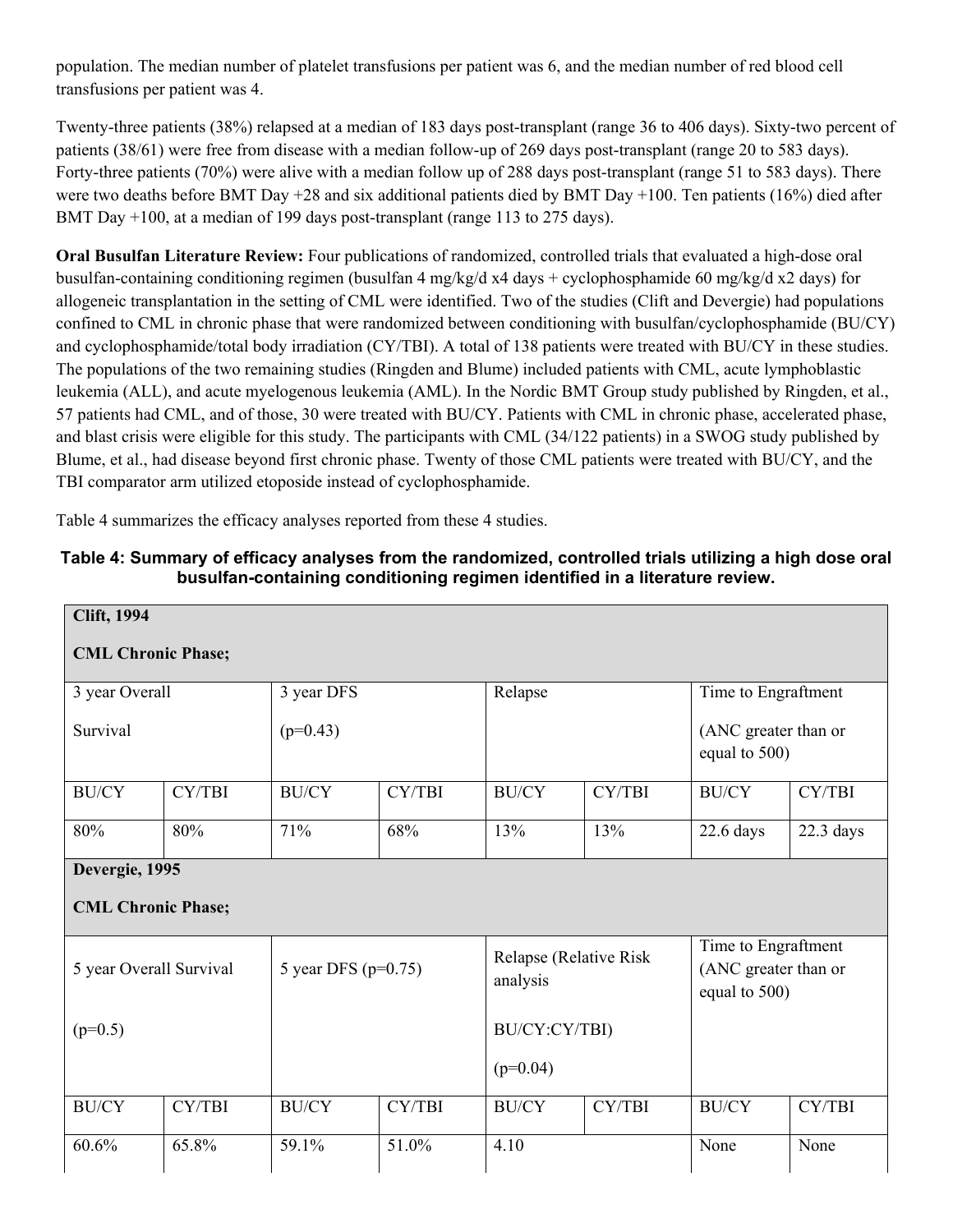population. The median number of platelet transfusions per patient was 6, and the median number of red blood cell transfusions per patient was 4.

Twenty-three patients (38%) relapsed at a median of 183 days post-transplant (range 36 to 406 days). Sixty-two percent of patients (38/61) were free from disease with a median follow-up of 269 days post-transplant (range 20 to 583 days). Forty-three patients (70%) were alive with a median follow up of 288 days post-transplant (range 51 to 583 days). There were two deaths before BMT Day +28 and six additional patients died by BMT Day +100. Ten patients (16%) died after BMT Day +100, at a median of 199 days post-transplant (range 113 to 275 days).

**Oral Busulfan Literature Review:** Four publications of randomized, controlled trials that evaluated a high-dose oral busulfan-containing conditioning regimen (busulfan 4 mg/kg/d x4 days + cyclophosphamide 60 mg/kg/d x2 days) for allogeneic transplantation in the setting of CML were identified. Two of the studies (Clift and Devergie) had populations confined to CML in chronic phase that were randomized between conditioning with busulfan/cyclophosphamide (BU/CY) and cyclophosphamide/total body irradiation (CY/TBI). A total of 138 patients were treated with BU/CY in these studies. The populations of the two remaining studies (Ringden and Blume) included patients with CML, acute lymphoblastic leukemia (ALL), and acute myelogenous leukemia (AML). In the Nordic BMT Group study published by Ringden, et al., 57 patients had CML, and of those, 30 were treated with BU/CY. Patients with CML in chronic phase, accelerated phase, and blast crisis were eligible for this study. The participants with CML (34/122 patients) in a SWOG study published by Blume, et al., had disease beyond first chronic phase. Twenty of those CML patients were treated with BU/CY, and the TBI comparator arm utilized etoposide instead of cyclophosphamide.

Table 4 summarizes the efficacy analyses reported from these 4 studies.

**Table 4: Summary of efficacy analyses from the randomized, controlled trials utilizing a high dose oral busulfan-containing conditioning regimen identified in a literature review.**

| | | | | | | | |
|---|---|---|---|---|---|---|---|
| **Clift, 1994** **CML Chronic Phase;** | | | | | | | |
| 3 year Overall Survival | | 3 year DFS (p=0.43) | | Relapse | | Time to Engraftment (ANC greater than or equal to 500) | |
| BU/CY | CY/TBI | BU/CY | CY/TBI | BU/CY | CY/TBI | BU/CY | CY/TBI |
| 80% | 80% | 71% | 68% | 13% | 13% | 22.6 days | 22.3 days |
| **Devergie, 1995** **CML Chronic Phase;** | | | | | | | |
| 5 year Overall Survival (p=0.5) | | 5 year DFS (p=0.75) | | Relapse (Relative Risk analysis BU/CY:CY/TBI) (p=0.04) | | Time to Engraftment (ANC greater than or equal to 500) | |
| BU/CY | CY/TBI | BU/CY | CY/TBI | BU/CY | CY/TBI | BU/CY | CY/TBI |
| 60.6% | 65.8% | 59.1% | 51.0% | 4.10 | | None | None |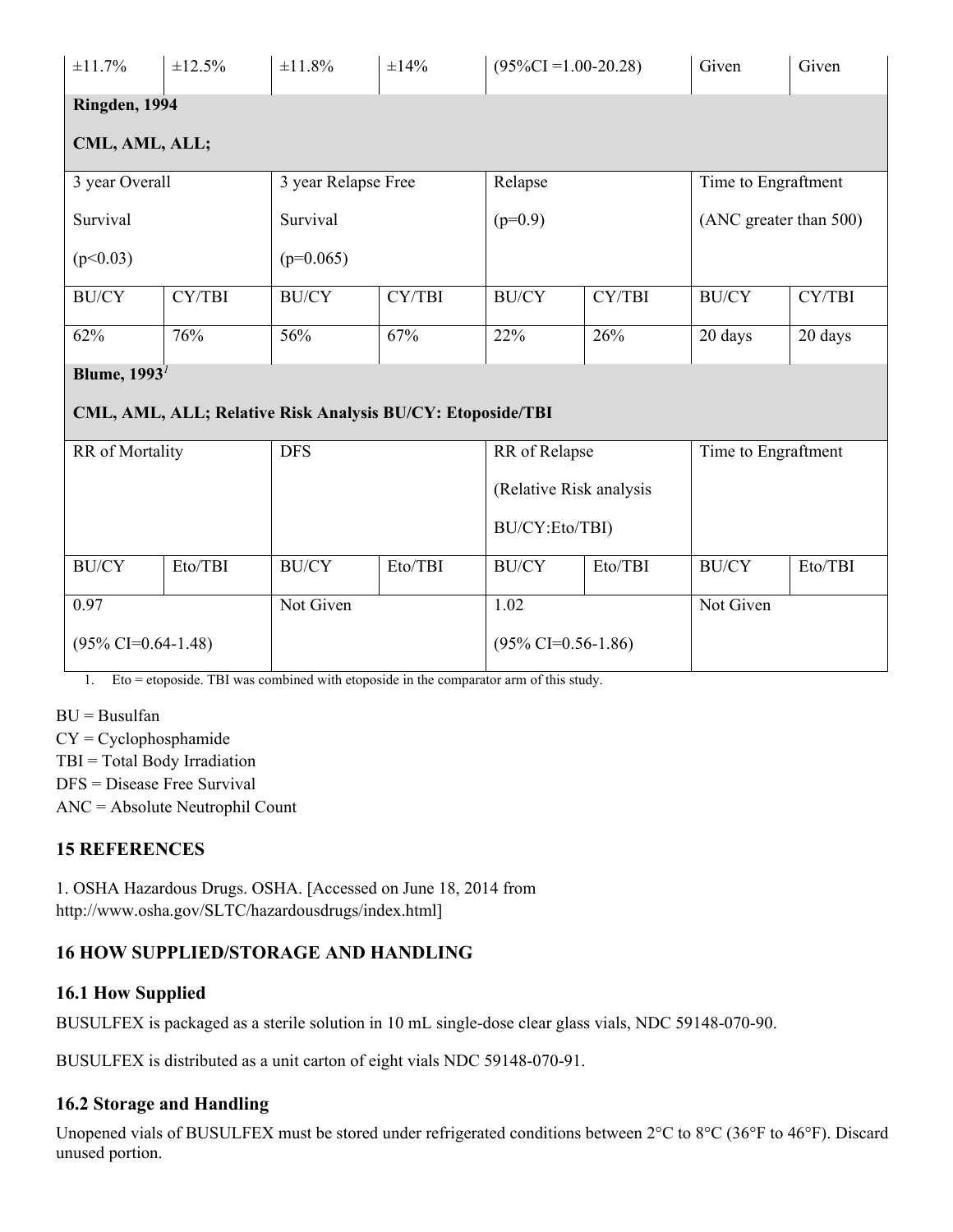| | | | | | | | |
|---|---|---|---|---|---|---|---|
| ±11.7% | ±12.5% | ±11.8% | ±14% | (95%CI =1.00-20.28) | | Given | Given |
| **Ringden, 1994**<br>**CML, AML, ALL;** | | | | | | | |
| 3 year Overall Survival (p<0.03) | | 3 year Relapse Free Survival (p=0.065) | | Relapse (p=0.9) | | Time to Engraftment (ANC greater than 500) | |
| BU/CY | CY/TBI | BU/CY | CY/TBI | BU/CY | CY/TBI | BU/CY | CY/TBI |
| 62% | 76% | 56% | 67% | 22% | 26% | 20 days | 20 days |
| **Blume, 1993**[1]<br>**CML, AML, ALL; Relative Risk Analysis BU/CY: Etoposide/TBI** | | | | | | | |
| RR of Mortality | | DFS | | RR of Relapse (Relative Risk analysis BU/CY:Eto/TBI) | | Time to Engraftment | |
| BU/CY | Eto/TBI | BU/CY | Eto/TBI | BU/CY | Eto/TBI | BU/CY | Eto/TBI |
| 0.97 (95% CI=0.64-1.48) | | Not Given | | 1.02 (95% CI=0.56-1.86) | | Not Given | |

1. Eto = etoposide. TBI was combined with etoposide in the comparator arm of this study.

BU = Busulfan
CY = Cyclophosphamide
TBI = Total Body Irradiation
DFS = Disease Free Survival
ANC = Absolute Neutrophil Count

## 15 REFERENCES

1. OSHA Hazardous Drugs. OSHA. [Accessed on June 18, 2014 from http://www.osha.gov/SLTC/hazardousdrugs/index.html]

## 16 HOW SUPPLIED/STORAGE AND HANDLING

### 16.1 How Supplied

BUSULFEX is packaged as a sterile solution in 10 mL single-dose clear glass vials, NDC 59148-070-90.

BUSULFEX is distributed as a unit carton of eight vials NDC 59148-070-91.

### 16.2 Storage and Handling

Unopened vials of BUSULFEX must be stored under refrigerated conditions between 2°C to 8°C (36°F to 46°F). Discard unused portion.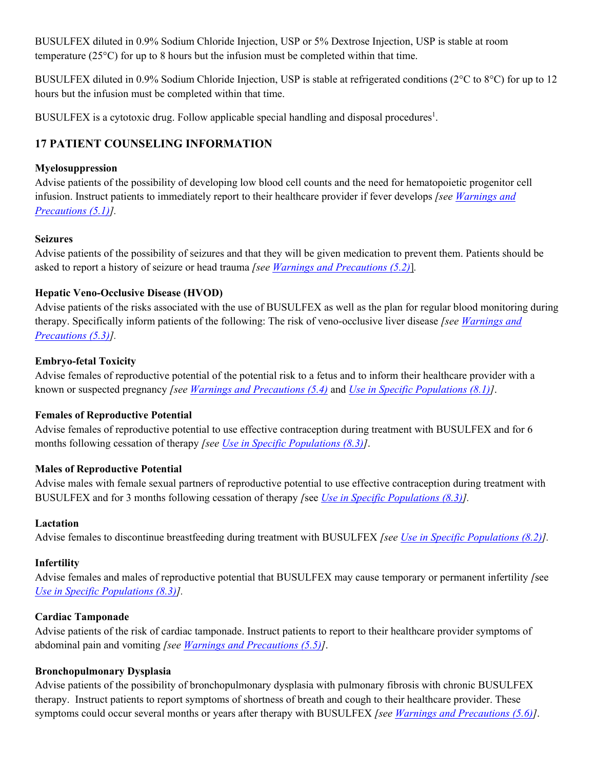BUSULFEX diluted in 0.9% Sodium Chloride Injection, USP or 5% Dextrose Injection, USP is stable at room temperature (25°C) for up to 8 hours but the infusion must be completed within that time.

BUSULFEX diluted in 0.9% Sodium Chloride Injection, USP is stable at refrigerated conditions (2°C to 8°C) for up to 12 hours but the infusion must be completed within that time.

BUSULFEX is a cytotoxic drug. Follow applicable special handling and disposal procedures[1].

## 17 PATIENT COUNSELING INFORMATION

**Myelosuppression**
Advise patients of the possibility of developing low blood cell counts and the need for hematopoietic progenitor cell infusion. Instruct patients to immediately report to their healthcare provider if fever develops *[see Warnings and Precautions (5.1)]*.

**Seizures**
Advise patients of the possibility of seizures and that they will be given medication to prevent them. Patients should be asked to report a history of seizure or head trauma *[see Warnings and Precautions (5.2)]*.

**Hepatic Veno-Occlusive Disease (HVOD)**
Advise patients of the risks associated with the use of BUSULFEX as well as the plan for regular blood monitoring during therapy. Specifically inform patients of the following: The risk of veno-occlusive liver disease *[see Warnings and Precautions (5.3)]*.

**Embryo-fetal Toxicity**
Advise females of reproductive potential of the potential risk to a fetus and to inform their healthcare provider with a known or suspected pregnancy *[see Warnings and Precautions (5.4)* and *Use in Specific Populations (8.1)]*.

**Females of Reproductive Potential**
Advise females of reproductive potential to use effective contraception during treatment with BUSULFEX and for 6 months following cessation of therapy *[see Use in Specific Populations (8.3)]*.

**Males of Reproductive Potential**
Advise males with female sexual partners of reproductive potential to use effective contraception during treatment with BUSULFEX and for 3 months following cessation of therapy *[see Use in Specific Populations (8.3)]*.

**Lactation**
Advise females to discontinue breastfeeding during treatment with BUSULFEX *[see Use in Specific Populations (8.2)]*.

**Infertility**
Advise females and males of reproductive potential that BUSULFEX may cause temporary or permanent infertility *[see Use in Specific Populations (8.3)]*.

**Cardiac Tamponade**
Advise patients of the risk of cardiac tamponade. Instruct patients to report to their healthcare provider symptoms of abdominal pain and vomiting *[see Warnings and Precautions (5.5)]*.

**Bronchopulmonary Dysplasia**
Advise patients of the possibility of bronchopulmonary dysplasia with pulmonary fibrosis with chronic BUSULFEX therapy. Instruct patients to report symptoms of shortness of breath and cough to their healthcare provider. These symptoms could occur several months or years after therapy with BUSULFEX *[see Warnings and Precautions (5.6)]*.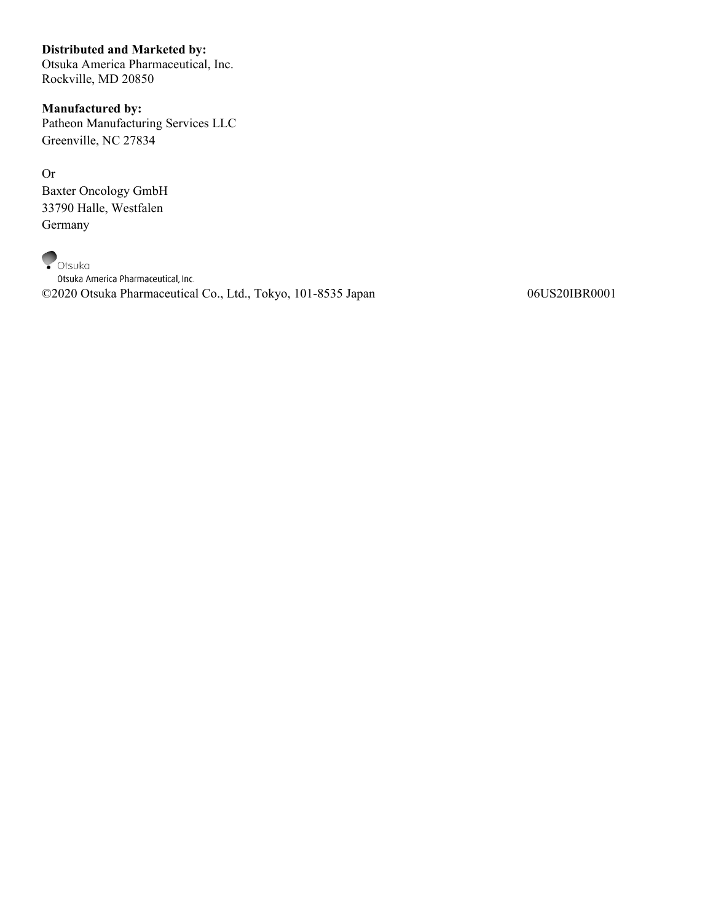**Distributed and Marketed by:**
Otsuka America Pharmaceutical, Inc.
Rockville, MD 20850

**Manufactured by:**
Patheon Manufacturing Services LLC
Greenville, NC 27834

Or
Baxter Oncology GmbH
33790 Halle, Westfalen
Germany

Otsuka
Otsuka America Pharmaceutical, Inc.
©2020 Otsuka Pharmaceutical Co., Ltd., Tokyo, 101-8535 Japan 06US20IBR0001